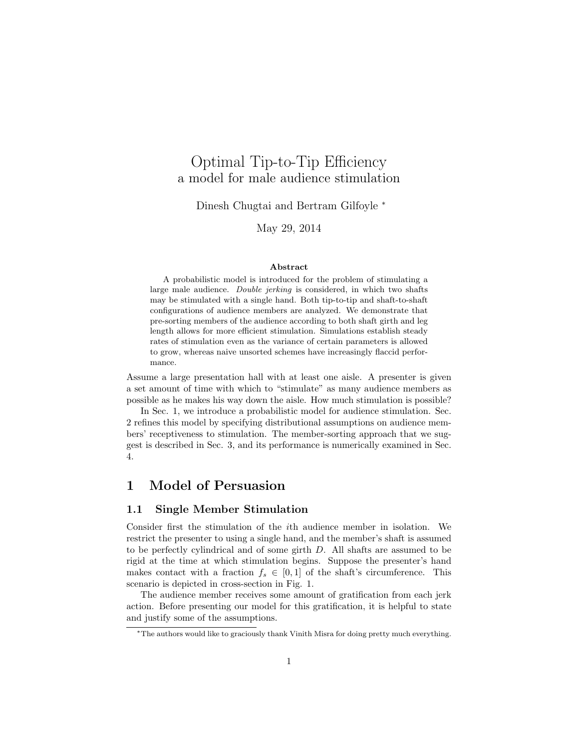# Optimal Tip-to-Tip Efficiency

a model for male audience stimulation

Dinesh Chugtai and Bertram Gilfoyle [*]

May 29, 2014

**Abstract**

A probabilistic model is introduced for the problem of stimulating a large male audience. *Double jerking* is considered, in which two shafts may be stimulated with a single hand. Both tip-to-tip and shaft-to-shaft configurations of audience members are analyzed. We demonstrate that pre-sorting members of the audience according to both shaft girth and leg length allows for more efficient stimulation. Simulations establish steady rates of stimulation even as the variance of certain parameters is allowed to grow, whereas naive unsorted schemes have increasingly flaccid performance.

Assume a large presentation hall with at least one aisle. A presenter is given a set amount of time with which to "stimulate" as many audience members as possible as he makes his way down the aisle. How much stimulation is possible?

In Sec. 1, we introduce a probabilistic model for audience stimulation. Sec. 2 refines this model by specifying distributional assumptions on audience members' receptiveness to stimulation. The member-sorting approach that we suggest is described in Sec. 3, and its performance is numerically examined in Sec. 4.

## 1 Model of Persuasion

### 1.1 Single Member Stimulation

Consider first the stimulation of the $i$th audience member in isolation. We restrict the presenter to using a single hand, and the member's shaft is assumed to be perfectly cylindrical and of some girth $D$. All shafts are assumed to be rigid at the time at which stimulation begins. Suppose the presenter's hand makes contact with a fraction $f_s \in [0, 1]$ of the shaft's circumference. This scenario is depicted in cross-section in Fig. 1.

The audience member receives some amount of gratification from each jerk action. Before presenting our model for this gratification, it is helpful to state and justify some of the assumptions.

[*] The authors would like to graciously thank Vinith Misra for doing pretty much everything.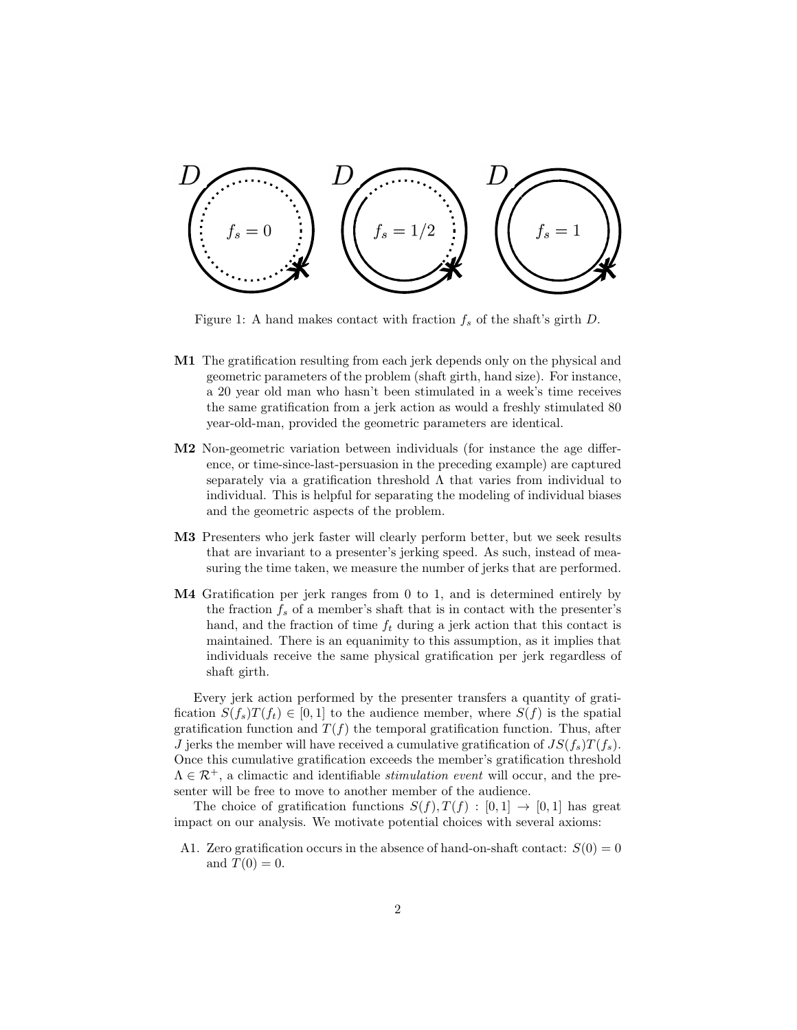Figure 1: A hand makes contact with fraction $f_s$ of the shaft's girth $D$.

**M1** The gratification resulting from each jerk depends only on the physical and geometric parameters of the problem (shaft girth, hand size). For instance, a 20 year old man who hasn't been stimulated in a week's time receives the same gratification from a jerk action as would a freshly stimulated 80 year-old-man, provided the geometric parameters are identical.

**M2** Non-geometric variation between individuals (for instance the age difference, or time-since-last-persuasion in the preceding example) are captured separately via a gratification threshold $\Lambda$ that varies from individual to individual. This is helpful for separating the modeling of individual biases and the geometric aspects of the problem.

**M3** Presenters who jerk faster will clearly perform better, but we seek results that are invariant to a presenter's jerking speed. As such, instead of measuring the time taken, we measure the number of jerks that are performed.

**M4** Gratification per jerk ranges from 0 to 1, and is determined entirely by the fraction $f_s$ of a member's shaft that is in contact with the presenter's hand, and the fraction of time $f_t$ during a jerk action that this contact is maintained. There is an equanimity to this assumption, as it implies that individuals receive the same physical gratification per jerk regardless of shaft girth.

Every jerk action performed by the presenter transfers a quantity of gratification $S(f_s)T(f_t) \in [0, 1]$ to the audience member, where $S(f)$ is the spatial gratification function and $T(f)$ the temporal gratification function. Thus, after $J$ jerks the member will have received a cumulative gratification of $JS(f_s)T(f_s)$. Once this cumulative gratification exceeds the member's gratification threshold $\Lambda \in \mathcal{R}^+$, a climactic and identifiable *stimulation event* will occur, and the presenter will be free to move to another member of the audience.

The choice of gratification functions $S(f), T(f) : [0, 1] \to [0, 1]$ has great impact on our analysis. We motivate potential choices with several axioms:

A1. Zero gratification occurs in the absence of hand-on-shaft contact: $S(0) = 0$ and $T(0) = 0$.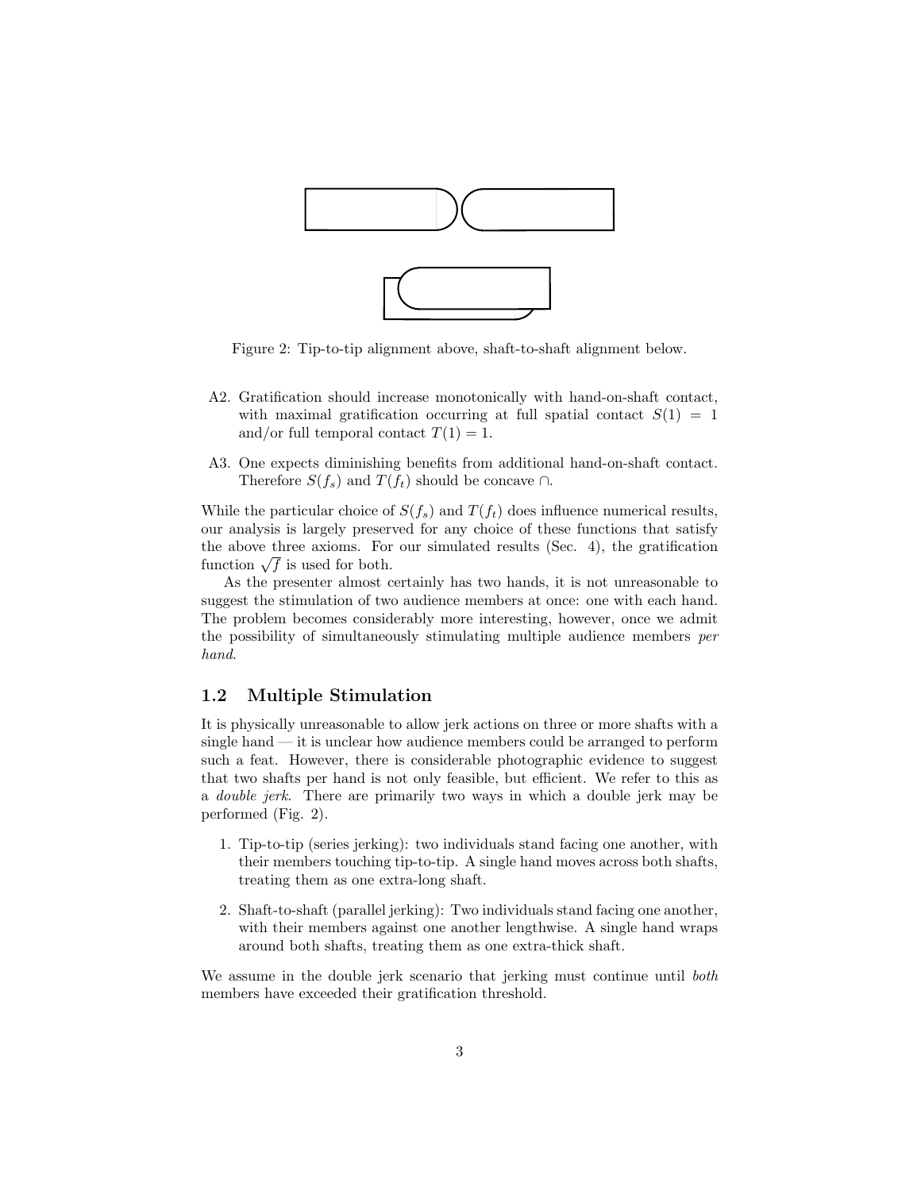Figure 2: Tip-to-tip alignment above, shaft-to-shaft alignment below.

A2. Gratification should increase monotonically with hand-on-shaft contact, with maximal gratification occurring at full spatial contact $S(1) = 1$ and/or full temporal contact $T(1) = 1$.

A3. One expects diminishing benefits from additional hand-on-shaft contact. Therefore $S(f_s)$ and $T(f_t)$ should be concave $\cap$.

While the particular choice of $S(f_s)$ and $T(f_t)$ does influence numerical results, our analysis is largely preserved for any choice of these functions that satisfy the above three axioms. For our simulated results (Sec. 4), the gratification function $\sqrt{f}$ is used for both.

As the presenter almost certainly has two hands, it is not unreasonable to suggest the stimulation of two audience members at once: one with each hand. The problem becomes considerably more interesting, however, once we admit the possibility of simultaneously stimulating multiple audience members *per hand*.

## 1.2 Multiple Stimulation

It is physically unreasonable to allow jerk actions on three or more shafts with a single hand — it is unclear how audience members could be arranged to perform such a feat. However, there is considerable photographic evidence to suggest that two shafts per hand is not only feasible, but efficient. We refer to this as a *double jerk*. There are primarily two ways in which a double jerk may be performed (Fig. 2).

1. Tip-to-tip (series jerking): two individuals stand facing one another, with their members touching tip-to-tip. A single hand moves across both shafts, treating them as one extra-long shaft.
2. Shaft-to-shaft (parallel jerking): Two individuals stand facing one another, with their members against one another lengthwise. A single hand wraps around both shafts, treating them as one extra-thick shaft.

We assume in the double jerk scenario that jerking must continue until *both* members have exceeded their gratification threshold.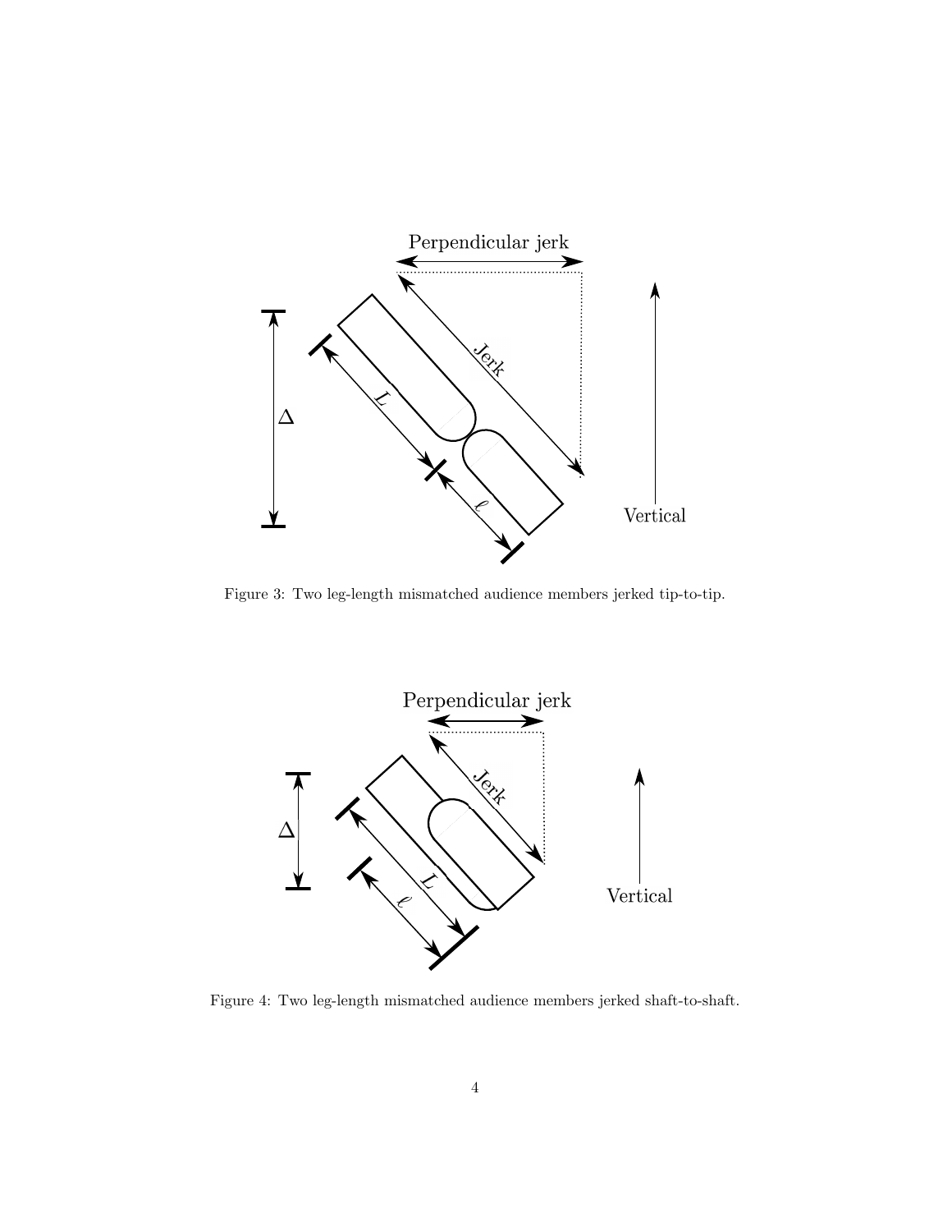Figure 3: Two leg-length mismatched audience members jerked tip-to-tip.

Figure 4: Two leg-length mismatched audience members jerked shaft-to-shaft.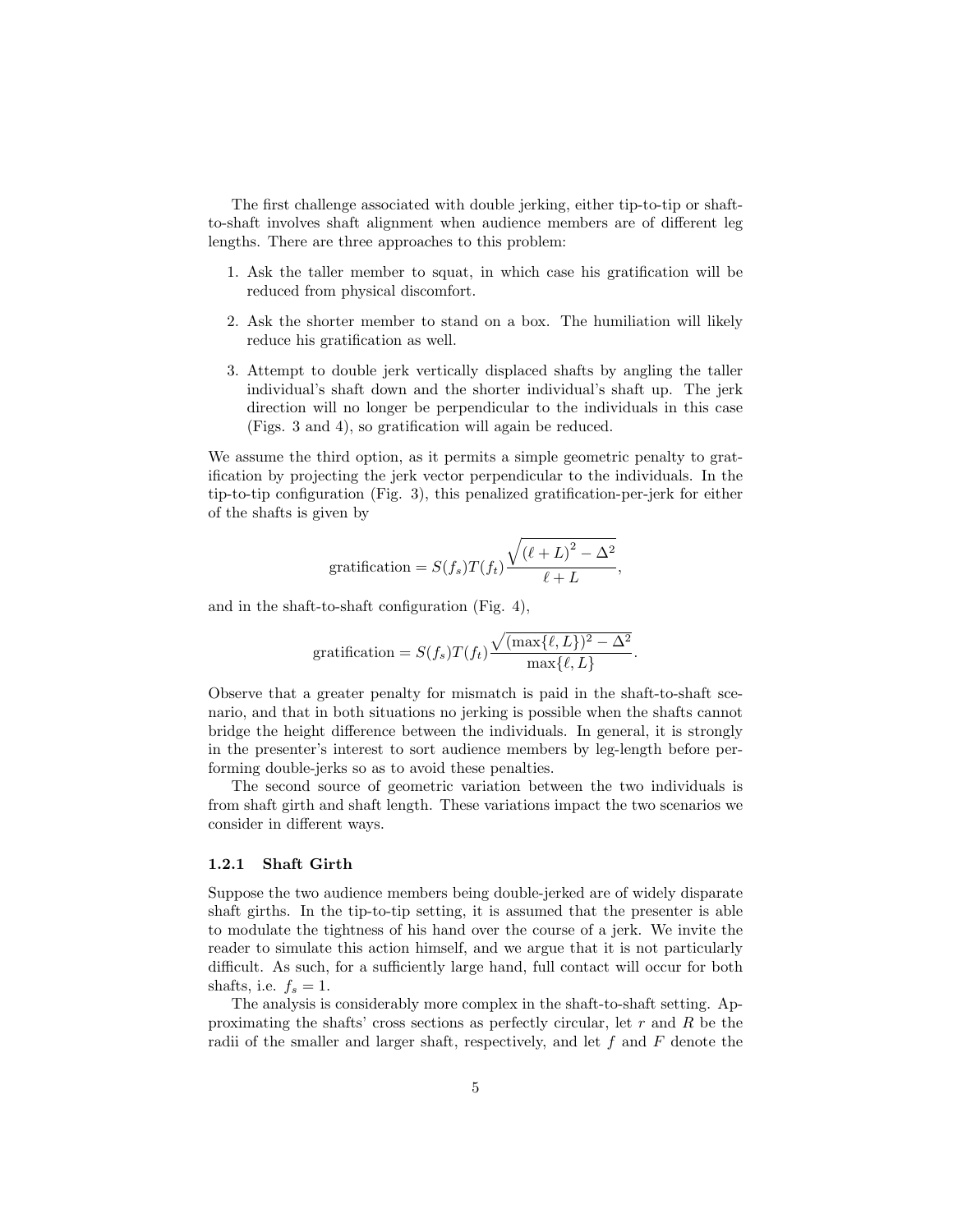The first challenge associated with double jerking, either tip-to-tip or shaft-to-shaft involves shaft alignment when audience members are of different leg lengths. There are three approaches to this problem:

1. Ask the taller member to squat, in which case his gratification will be reduced from physical discomfort.

2. Ask the shorter member to stand on a box. The humiliation will likely reduce his gratification as well.

3. Attempt to double jerk vertically displaced shafts by angling the taller individual's shaft down and the shorter individual's shaft up. The jerk direction will no longer be perpendicular to the individuals in this case (Figs. 3 and 4), so gratification will again be reduced.

We assume the third option, as it permits a simple geometric penalty to gratification by projecting the jerk vector perpendicular to the individuals. In the tip-to-tip configuration (Fig. 3), this penalized gratification-per-jerk for either of the shafts is given by

$$\text{gratification} = S(f_s)T(f_t)\frac{\sqrt{(\ell + L)^2 - \Delta^2}}{\ell + L},$$

and in the shaft-to-shaft configuration (Fig. 4),

$$\text{gratification} = S(f_s)T(f_t)\frac{\sqrt{(\max\{\ell, L\})^2 - \Delta^2}}{\max\{\ell, L\}}.$$

Observe that a greater penalty for mismatch is paid in the shaft-to-shaft scenario, and that in both situations no jerking is possible when the shafts cannot bridge the height difference between the individuals. In general, it is strongly in the presenter's interest to sort audience members by leg-length before performing double-jerks so as to avoid these penalties.

The second source of geometric variation between the two individuals is from shaft girth and shaft length. These variations impact the two scenarios we consider in different ways.

### 1.2.1 Shaft Girth

Suppose the two audience members being double-jerked are of widely disparate shaft girths. In the tip-to-tip setting, it is assumed that the presenter is able to modulate the tightness of his hand over the course of a jerk. We invite the reader to simulate this action himself, and we argue that it is not particularly difficult. As such, for a sufficiently large hand, full contact will occur for both shafts, i.e. $f_s = 1$.

The analysis is considerably more complex in the shaft-to-shaft setting. Approximating the shafts' cross sections as perfectly circular, let $r$ and $R$ be the radii of the smaller and larger shaft, respectively, and let $f$ and $F$ denote the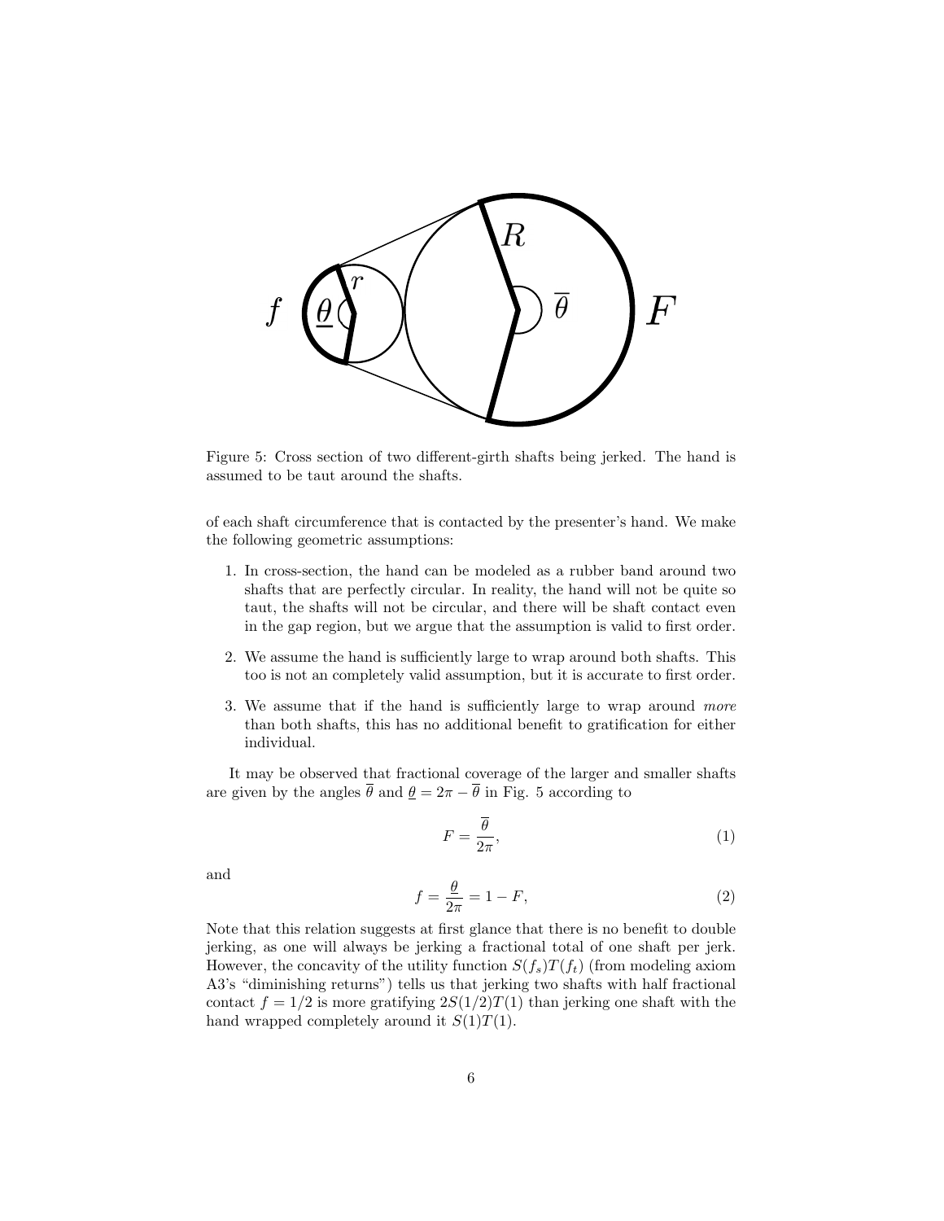Figure 5: Cross section of two different-girth shafts being jerked. The hand is assumed to be taut around the shafts.

of each shaft circumference that is contacted by the presenter's hand. We make the following geometric assumptions:

1. In cross-section, the hand can be modeled as a rubber band around two shafts that are perfectly circular. In reality, the hand will not be quite so taut, the shafts will not be circular, and there will be shaft contact even in the gap region, but we argue that the assumption is valid to first order.
2. We assume the hand is sufficiently large to wrap around both shafts. This too is not an completely valid assumption, but it is accurate to first order.
3. We assume that if the hand is sufficiently large to wrap around *more* than both shafts, this has no additional benefit to gratification for either individual.

It may be observed that fractional coverage of the larger and smaller shafts are given by the angles $\overline{\theta}$ and $\underline{\theta} = 2\pi - \overline{\theta}$ in Fig. 5 according to

$$F = \frac{\overline{\theta}}{2\pi}, \tag{1}$$

and

$$f = \frac{\underline{\theta}}{2\pi} = 1 - F, \tag{2}$$

Note that this relation suggests at first glance that there is no benefit to double jerking, as one will always be jerking a fractional total of one shaft per jerk. However, the concavity of the utility function $S(f_s)T(f_t)$ (from modeling axiom A3's "diminishing returns") tells us that jerking two shafts with half fractional contact $f = 1/2$ is more gratifying $2S(1/2)T(1)$ than jerking one shaft with the hand wrapped completely around it $S(1)T(1)$.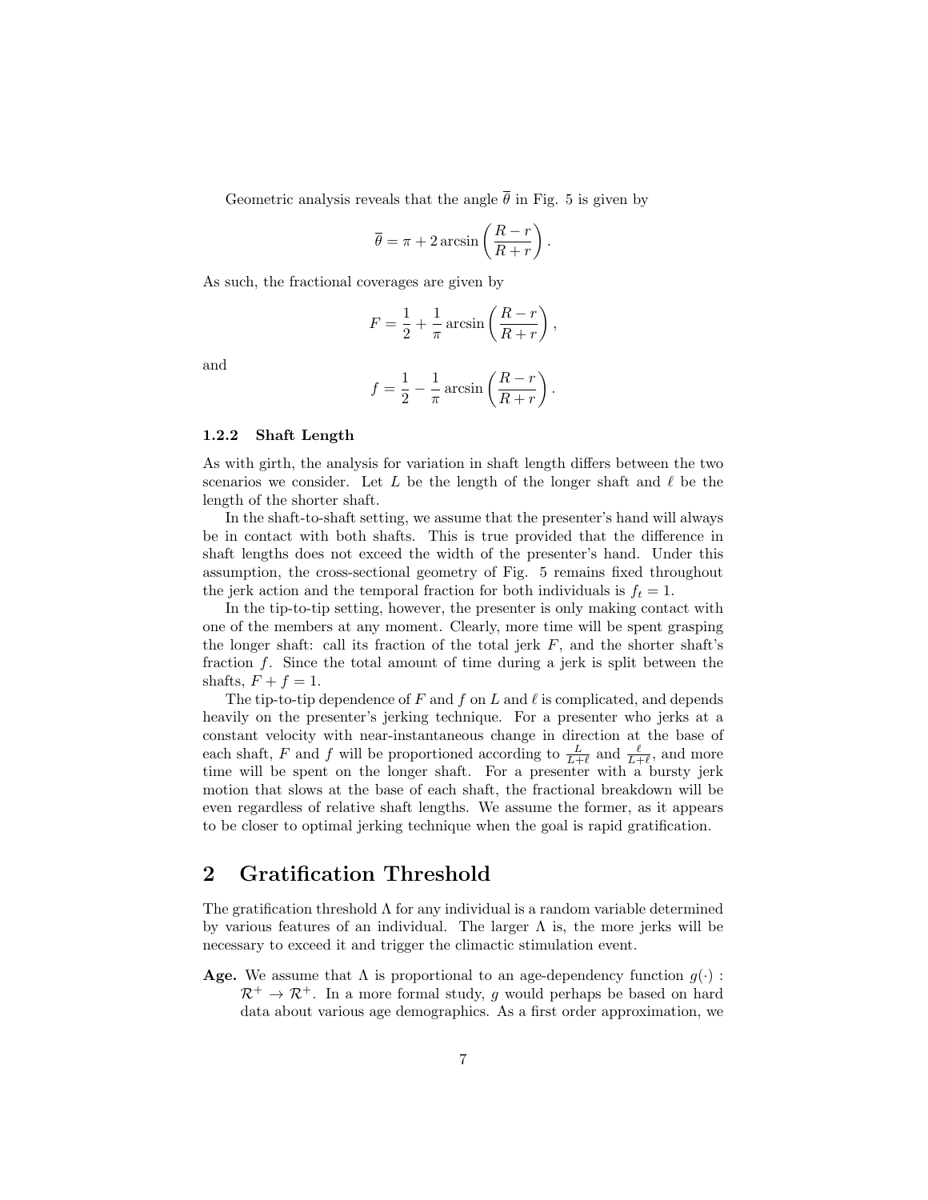Geometric analysis reveals that the angle $\overline{\theta}$ in Fig. 5 is given by

$$\overline{\theta} = \pi + 2 \arcsin\left(\frac{R-r}{R+r}\right).$$

As such, the fractional coverages are given by

$$F = \frac{1}{2} + \frac{1}{\pi} \arcsin\left(\frac{R-r}{R+r}\right),$$

and

$$f = \frac{1}{2} - \frac{1}{\pi} \arcsin\left(\frac{R-r}{R+r}\right).$$

### 1.2.2 Shaft Length

As with girth, the analysis for variation in shaft length differs between the two scenarios we consider. Let $L$ be the length of the longer shaft and $\ell$ be the length of the shorter shaft.

In the shaft-to-shaft setting, we assume that the presenter's hand will always be in contact with both shafts. This is true provided that the difference in shaft lengths does not exceed the width of the presenter's hand. Under this assumption, the cross-sectional geometry of Fig. 5 remains fixed throughout the jerk action and the temporal fraction for both individuals is $f_t = 1$.

In the tip-to-tip setting, however, the presenter is only making contact with one of the members at any moment. Clearly, more time will be spent grasping the longer shaft: call its fraction of the total jerk $F$, and the shorter shaft's fraction $f$. Since the total amount of time during a jerk is split between the shafts, $F + f = 1$.

The tip-to-tip dependence of $F$ and $f$ on $L$ and $\ell$ is complicated, and depends heavily on the presenter's jerking technique. For a presenter who jerks at a constant velocity with near-instantaneous change in direction at the base of each shaft, $F$ and $f$ will be proportioned according to $\frac{L}{L+\ell}$ and $\frac{\ell}{L+\ell}$, and more time will be spent on the longer shaft. For a presenter with a bursty jerk motion that slows at the base of each shaft, the fractional breakdown will be even regardless of relative shaft lengths. We assume the former, as it appears to be closer to optimal jerking technique when the goal is rapid gratification.

## 2 Gratification Threshold

The gratification threshold $\Lambda$ for any individual is a random variable determined by various features of an individual. The larger $\Lambda$ is, the more jerks will be necessary to exceed it and trigger the climactic stimulation event.

**Age.** We assume that $\Lambda$ is proportional to an age-dependency function $g(\cdot) : \mathcal{R}^+ \to \mathcal{R}^+$. In a more formal study, $g$ would perhaps be based on hard data about various age demographics. As a first order approximation, we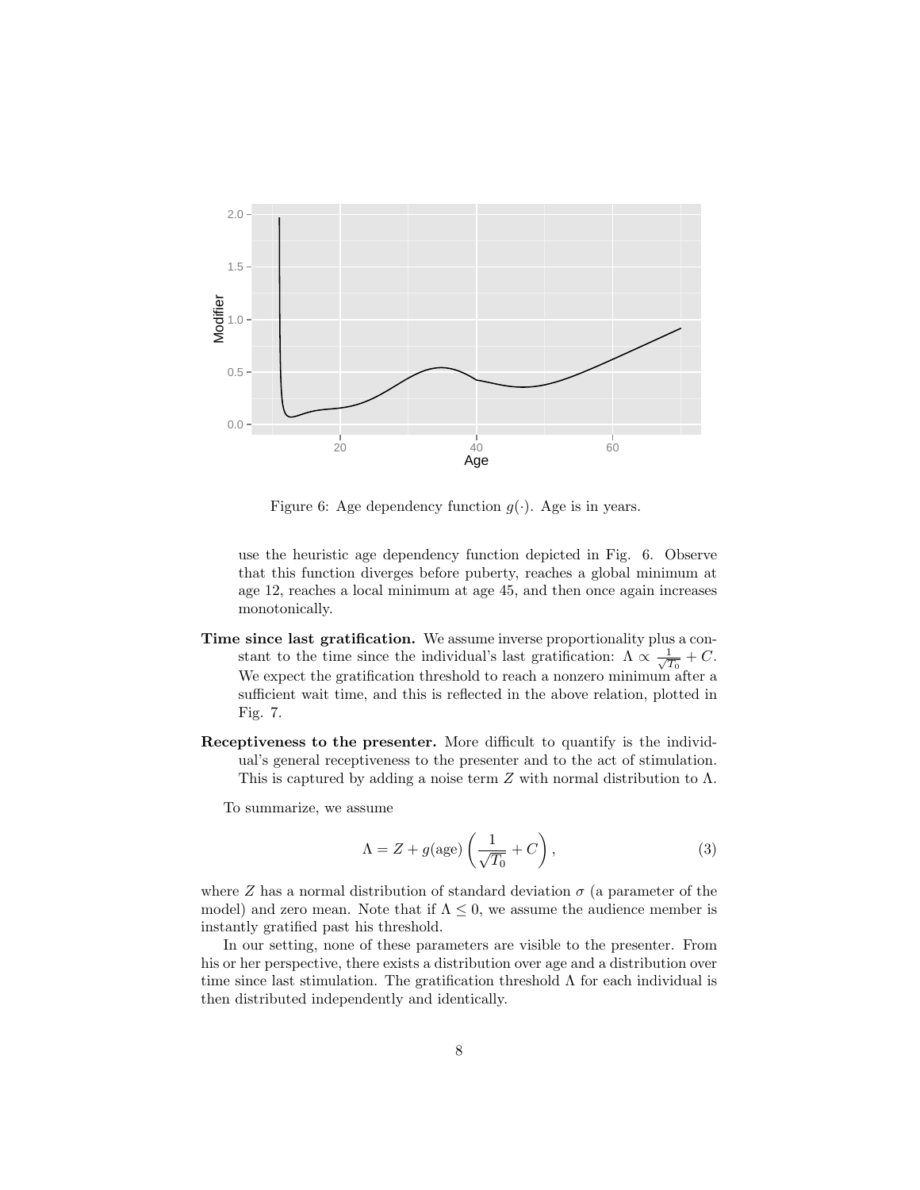Figure 6: Age dependency function $g(\cdot)$. Age is in years.

use the heuristic age dependency function depicted in Fig. 6. Observe that this function diverges before puberty, reaches a global minimum at age 12, reaches a local minimum at age 45, and then once again increases monotonically.

**Time since last gratification.** We assume inverse proportionality plus a constant to the time since the individual's last gratification: $\Lambda \propto \frac{1}{\sqrt{T_0}} + C$. We expect the gratification threshold to reach a nonzero minimum after a sufficient wait time, and this is reflected in the above relation, plotted in Fig. 7.

**Receptiveness to the presenter.** More difficult to quantify is the individual's general receptiveness to the presenter and to the act of stimulation. This is captured by adding a noise term $Z$ with normal distribution to $\Lambda$.

To summarize, we assume

$$\Lambda = Z + g(\text{age}) \left( \frac{1}{\sqrt{T_0}} + C \right), \tag{3}$$

where $Z$ has a normal distribution of standard deviation $\sigma$ (a parameter of the model) and zero mean. Note that if $\Lambda \leq 0$, we assume the audience member is instantly gratified past his threshold.

In our setting, none of these parameters are visible to the presenter. From his or her perspective, there exists a distribution over age and a distribution over time since last stimulation. The gratification threshold $\Lambda$ for each individual is then distributed independently and identically.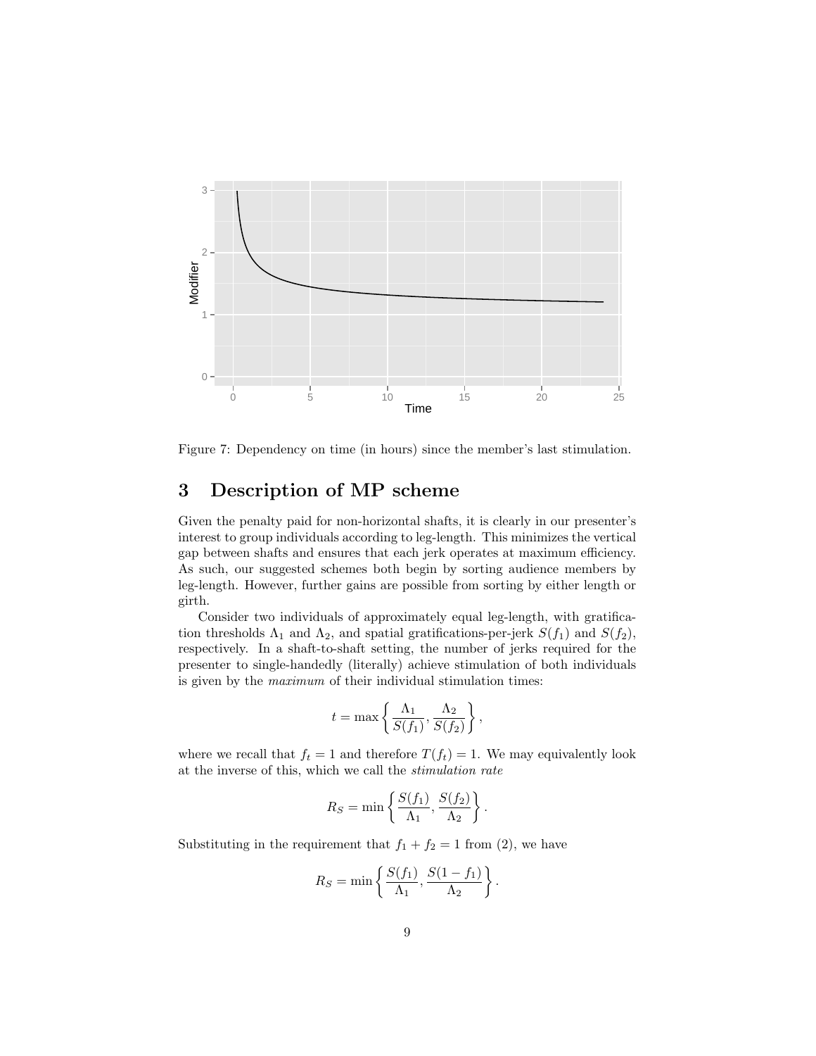Figure 7: Dependency on time (in hours) since the member's last stimulation.

## 3 Description of MP scheme

Given the penalty paid for non-horizontal shafts, it is clearly in our presenter's interest to group individuals according to leg-length. This minimizes the vertical gap between shafts and ensures that each jerk operates at maximum efficiency. As such, our suggested schemes both begin by sorting audience members by leg-length. However, further gains are possible from sorting by either length or girth.

Consider two individuals of approximately equal leg-length, with gratification thresholds $\Lambda_1$ and $\Lambda_2$, and spatial gratifications-per-jerk $S(f_1)$ and $S(f_2)$, respectively. In a shaft-to-shaft setting, the number of jerks required for the presenter to single-handedly (literally) achieve stimulation of both individuals is given by the *maximum* of their individual stimulation times:

$$t = \max\left\{\frac{\Lambda_1}{S(f_1)}, \frac{\Lambda_2}{S(f_2)}\right\},$$

where we recall that $f_t = 1$ and therefore $T(f_t) = 1$. We may equivalently look at the inverse of this, which we call the *stimulation rate*

$$R_S = \min\left\{\frac{S(f_1)}{\Lambda_1}, \frac{S(f_2)}{\Lambda_2}\right\}.$$

Substituting in the requirement that $f_1 + f_2 = 1$ from (2), we have

$$R_S = \min\left\{\frac{S(f_1)}{\Lambda_1}, \frac{S(1 - f_1)}{\Lambda_2}\right\}.$$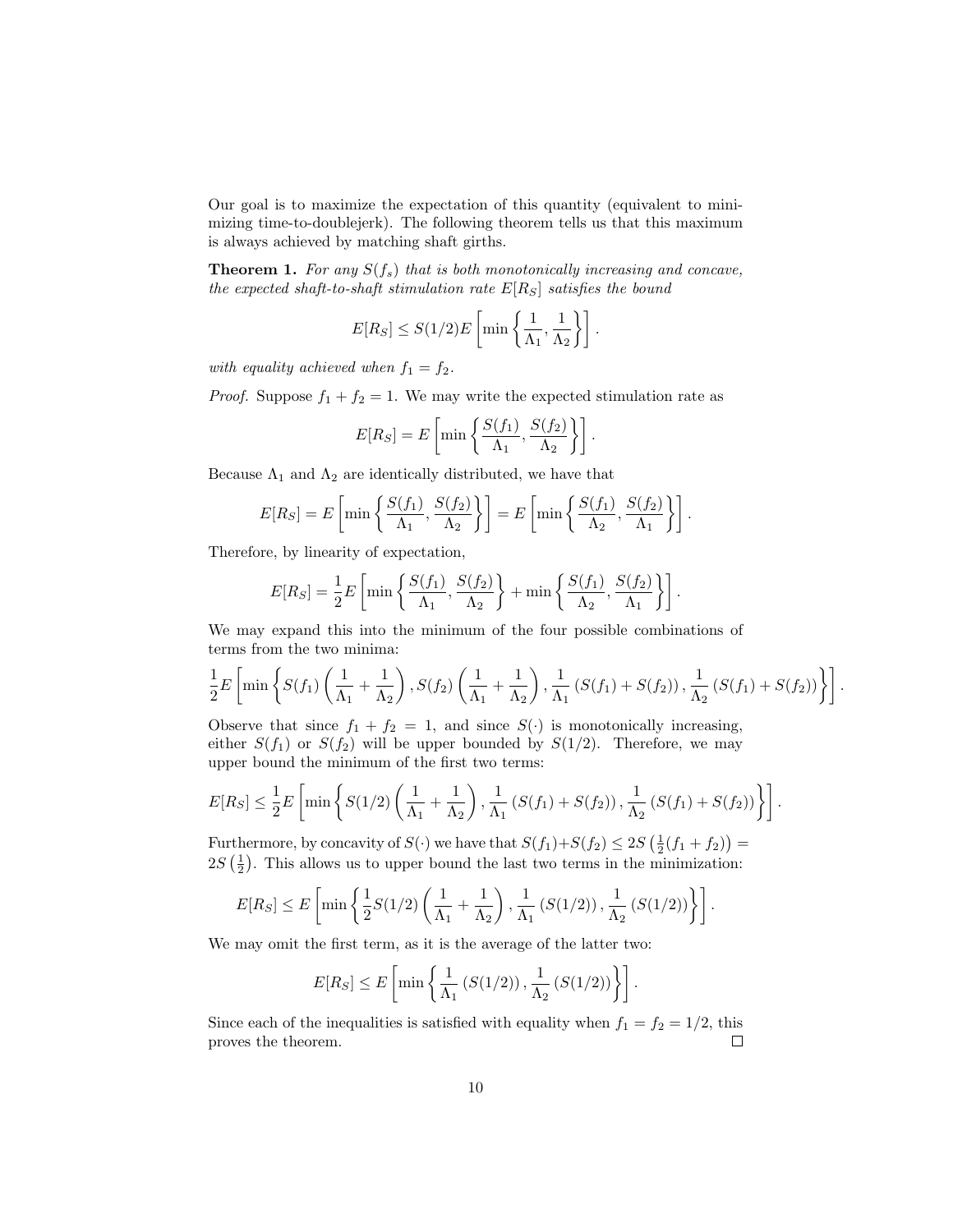Our goal is to maximize the expectation of this quantity (equivalent to minimizing time-to-doublejerk). The following theorem tells us that this maximum is always achieved by matching shaft girths.

**Theorem 1.** *For any $S(f_s)$ that is both monotonically increasing and concave, the expected shaft-to-shaft stimulation rate $E[R_S]$ satisfies the bound*

$$E[R_S] \leq S(1/2) E\left[\min\left\{\frac{1}{\Lambda_1}, \frac{1}{\Lambda_2}\right\}\right].$$

*with equality achieved when $f_1 = f_2$.*

*Proof.* Suppose $f_1 + f_2 = 1$. We may write the expected stimulation rate as

$$E[R_S] = E\left[\min\left\{\frac{S(f_1)}{\Lambda_1}, \frac{S(f_2)}{\Lambda_2}\right\}\right].$$

Because $\Lambda_1$ and $\Lambda_2$ are identically distributed, we have that

$$E[R_S] = E\left[\min\left\{\frac{S(f_1)}{\Lambda_1}, \frac{S(f_2)}{\Lambda_2}\right\}\right] = E\left[\min\left\{\frac{S(f_1)}{\Lambda_2}, \frac{S(f_2)}{\Lambda_1}\right\}\right].$$

Therefore, by linearity of expectation,

$$E[R_S] = \frac{1}{2} E\left[\min\left\{\frac{S(f_1)}{\Lambda_1}, \frac{S(f_2)}{\Lambda_2}\right\} + \min\left\{\frac{S(f_1)}{\Lambda_2}, \frac{S(f_2)}{\Lambda_1}\right\}\right].$$

We may expand this into the minimum of the four possible combinations of terms from the two minima:

$$\frac{1}{2} E\left[\min\left\{S(f_1)\left(\frac{1}{\Lambda_1} + \frac{1}{\Lambda_2}\right), S(f_2)\left(\frac{1}{\Lambda_1} + \frac{1}{\Lambda_2}\right), \frac{1}{\Lambda_1}\left(S(f_1) + S(f_2)\right), \frac{1}{\Lambda_2}\left(S(f_1) + S(f_2)\right)\right\}\right].$$

Observe that since $f_1 + f_2 = 1$, and since $S(\cdot)$ is monotonically increasing, either $S(f_1)$ or $S(f_2)$ will be upper bounded by $S(1/2)$. Therefore, we may upper bound the minimum of the first two terms:

$$E[R_S] \leq \frac{1}{2} E\left[\min\left\{S(1/2)\left(\frac{1}{\Lambda_1} + \frac{1}{\Lambda_2}\right), \frac{1}{\Lambda_1}\left(S(f_1) + S(f_2)\right), \frac{1}{\Lambda_2}\left(S(f_1) + S(f_2)\right)\right\}\right].$$

Furthermore, by concavity of $S(\cdot)$ we have that $S(f_1) + S(f_2) \leq 2S\left(\frac{1}{2}(f_1 + f_2)\right) = 2S\left(\frac{1}{2}\right)$. This allows us to upper bound the last two terms in the minimization:

$$E[R_S] \leq E\left[\min\left\{\frac{1}{2} S(1/2)\left(\frac{1}{\Lambda_1} + \frac{1}{\Lambda_2}\right), \frac{1}{\Lambda_1}\left(S(1/2)\right), \frac{1}{\Lambda_2}\left(S(1/2)\right)\right\}\right].$$

We may omit the first term, as it is the average of the latter two:

$$E[R_S] \leq E\left[\min\left\{\frac{1}{\Lambda_1}\left(S(1/2)\right), \frac{1}{\Lambda_2}\left(S(1/2)\right)\right\}\right].$$

Since each of the inequalities is satisfied with equality when $f_1 = f_2 = 1/2$, this proves the theorem. $\square$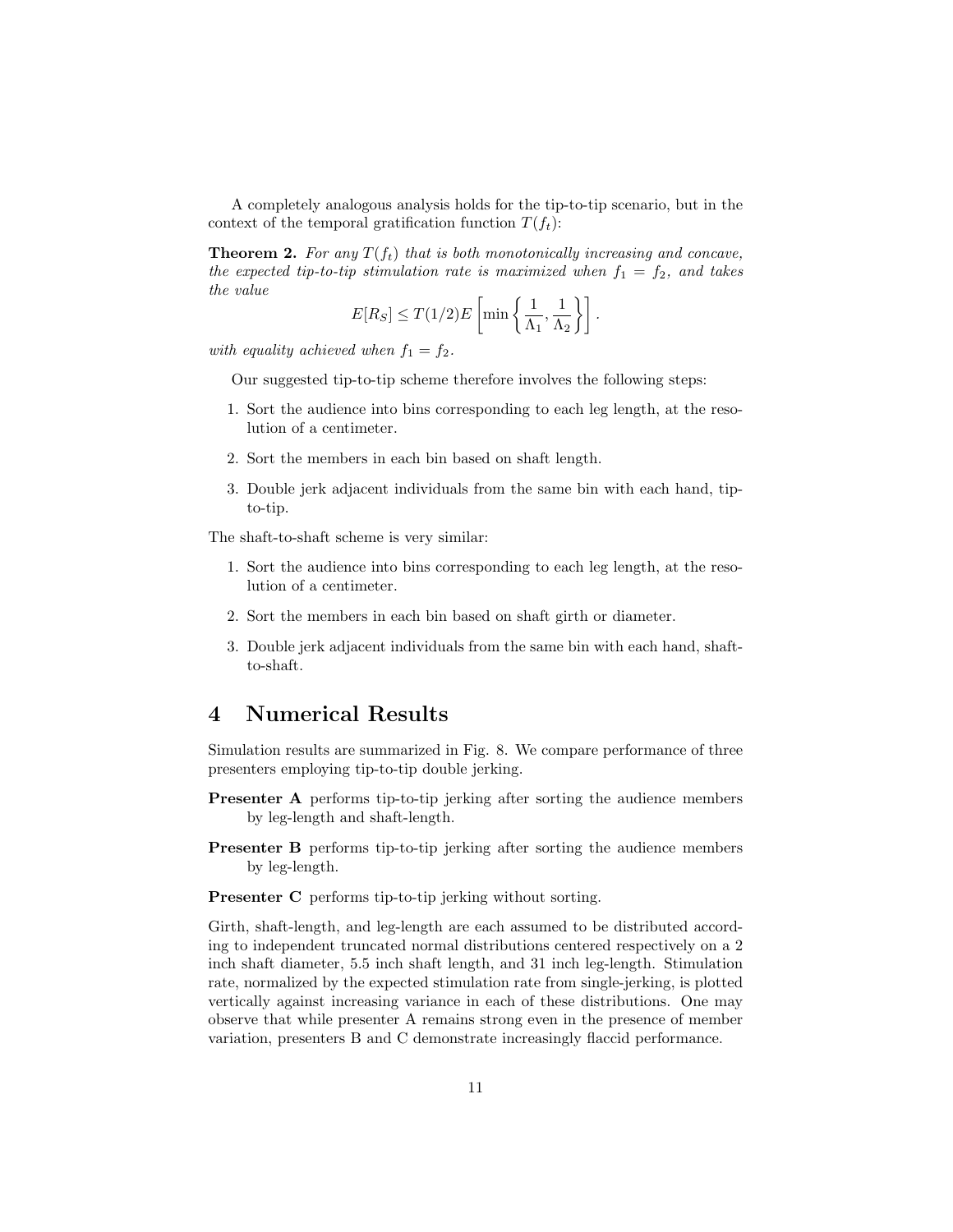A completely analogous analysis holds for the tip-to-tip scenario, but in the context of the temporal gratification function $T(f_t)$:

**Theorem 2.** *For any $T(f_t)$ that is both monotonically increasing and concave, the expected tip-to-tip stimulation rate is maximized when $f_1 = f_2$, and takes the value*

$$E[R_S] \leq T(1/2) E\left[\min\left\{\frac{1}{\Lambda_1}, \frac{1}{\Lambda_2}\right\}\right].$$

*with equality achieved when $f_1 = f_2$.*

Our suggested tip-to-tip scheme therefore involves the following steps:

1. Sort the audience into bins corresponding to each leg length, at the resolution of a centimeter.
2. Sort the members in each bin based on shaft length.
3. Double jerk adjacent individuals from the same bin with each hand, tip-to-tip.

The shaft-to-shaft scheme is very similar:

1. Sort the audience into bins corresponding to each leg length, at the resolution of a centimeter.
2. Sort the members in each bin based on shaft girth or diameter.
3. Double jerk adjacent individuals from the same bin with each hand, shaft-to-shaft.

# 4 Numerical Results

Simulation results are summarized in Fig. 8. We compare performance of three presenters employing tip-to-tip double jerking.

**Presenter A** performs tip-to-tip jerking after sorting the audience members by leg-length and shaft-length.

**Presenter B** performs tip-to-tip jerking after sorting the audience members by leg-length.

**Presenter C** performs tip-to-tip jerking without sorting.

Girth, shaft-length, and leg-length are each assumed to be distributed according to independent truncated normal distributions centered respectively on a 2 inch shaft diameter, 5.5 inch shaft length, and 31 inch leg-length. Stimulation rate, normalized by the expected stimulation rate from single-jerking, is plotted vertically against increasing variance in each of these distributions. One may observe that while presenter A remains strong even in the presence of member variation, presenters B and C demonstrate increasingly flaccid performance.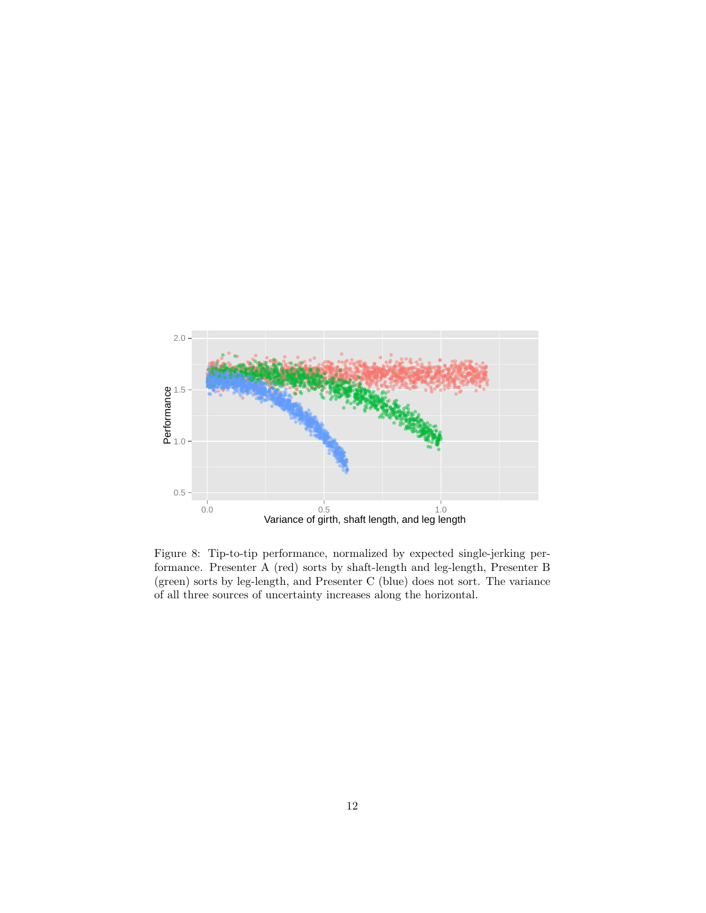Performance

2.0
1.5
1.0
0.5

0.0
0.5
1.0

Variance of girth, shaft length, and leg length

Figure 8: Tip-to-tip performance, normalized by expected single-jerking performance. Presenter A (red) sorts by shaft-length and leg-length, Presenter B (green) sorts by leg-length, and Presenter C (blue) does not sort. The variance of all three sources of uncertainty increases along the horizontal.